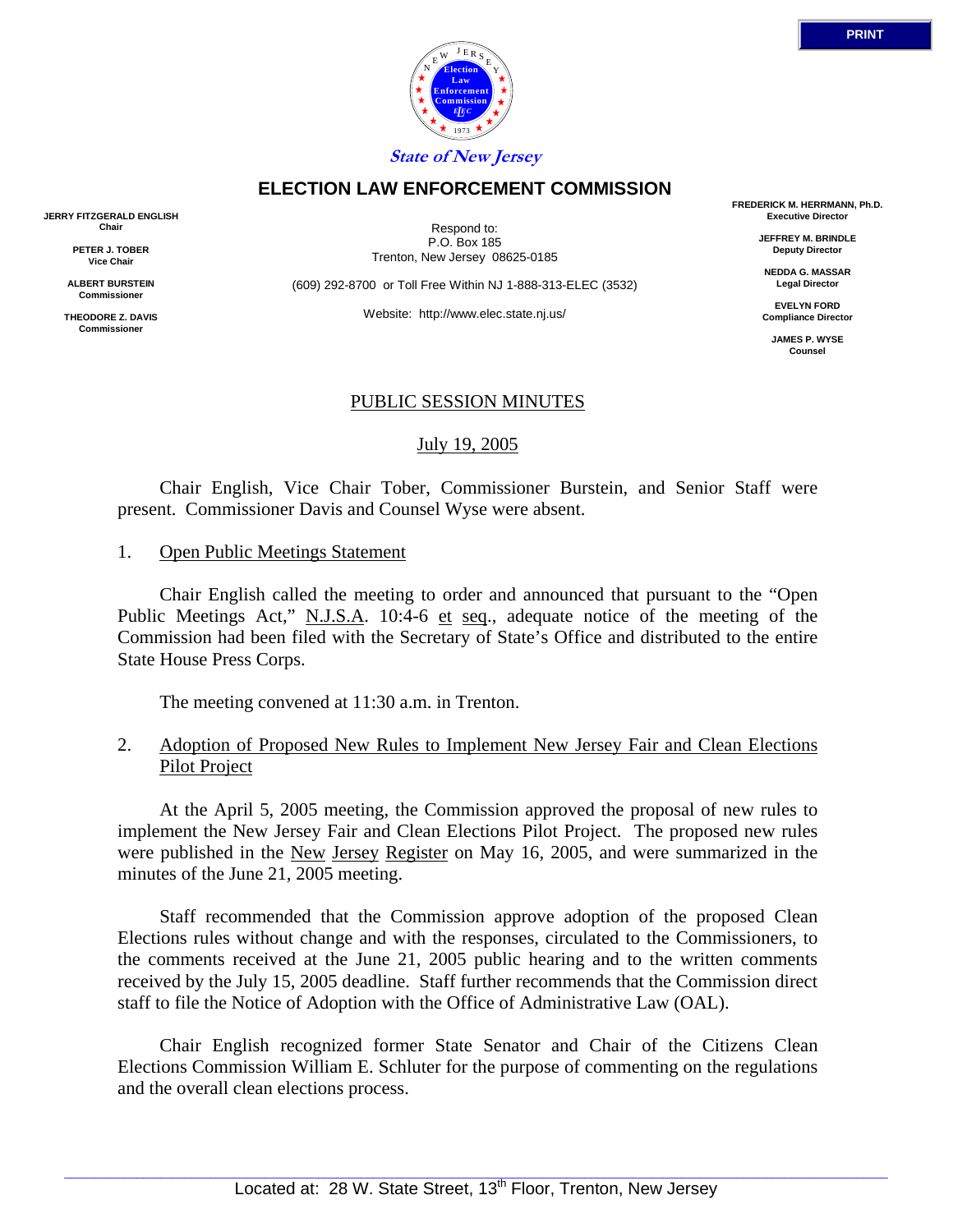**State of New Jersey**

## ELECTION LAW ENFORCEMENT COMMISSION

**JERRY FITZGERALD ENGLISH**
**Chair**

**PETER J. TOBER**
**Vice Chair**

**ALBERT BURSTEIN**
**Commissioner**

**THEODORE Z. DAVIS**
**Commissioner**

Respond to:
P.O. Box 185
Trenton, New Jersey 08625-0185

(609) 292-8700 or Toll Free Within NJ 1-888-313-ELEC (3532)

Website: http://www.elec.state.nj.us/

**FREDERICK M. HERRMANN, Ph.D.**
**Executive Director**

**JEFFREY M. BRINDLE**
**Deputy Director**

**NEDDA G. MASSAR**
**Legal Director**

**EVELYN FORD**
**Compliance Director**

**JAMES P. WYSE**
**Counsel**

PUBLIC SESSION MINUTES

July 19, 2005

Chair English, Vice Chair Tober, Commissioner Burstein, and Senior Staff were present. Commissioner Davis and Counsel Wyse were absent.

1. Open Public Meetings Statement

Chair English called the meeting to order and announced that pursuant to the "Open Public Meetings Act," N.J.S.A. 10:4-6 et seq., adequate notice of the meeting of the Commission had been filed with the Secretary of State's Office and distributed to the entire State House Press Corps.

The meeting convened at 11:30 a.m. in Trenton.

2. Adoption of Proposed New Rules to Implement New Jersey Fair and Clean Elections Pilot Project

At the April 5, 2005 meeting, the Commission approved the proposal of new rules to implement the New Jersey Fair and Clean Elections Pilot Project. The proposed new rules were published in the New Jersey Register on May 16, 2005, and were summarized in the minutes of the June 21, 2005 meeting.

Staff recommended that the Commission approve adoption of the proposed Clean Elections rules without change and with the responses, circulated to the Commissioners, to the comments received at the June 21, 2005 public hearing and to the written comments received by the July 15, 2005 deadline. Staff further recommends that the Commission direct staff to file the Notice of Adoption with the Office of Administrative Law (OAL).

Chair English recognized former State Senator and Chair of the Citizens Clean Elections Commission William E. Schluter for the purpose of commenting on the regulations and the overall clean elections process.

Located at: 28 W. State Street, 13th Floor, Trenton, New Jersey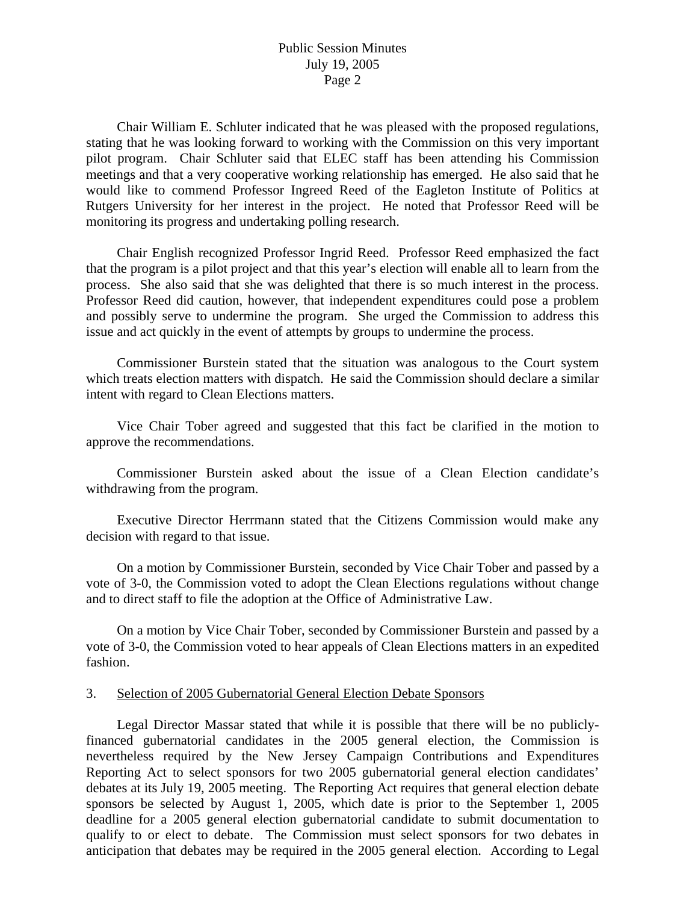Chair William E. Schluter indicated that he was pleased with the proposed regulations, stating that he was looking forward to working with the Commission on this very important pilot program. Chair Schluter said that ELEC staff has been attending his Commission meetings and that a very cooperative working relationship has emerged. He also said that he would like to commend Professor Ingreed Reed of the Eagleton Institute of Politics at Rutgers University for her interest in the project. He noted that Professor Reed will be monitoring its progress and undertaking polling research.

Chair English recognized Professor Ingrid Reed. Professor Reed emphasized the fact that the program is a pilot project and that this year's election will enable all to learn from the process. She also said that she was delighted that there is so much interest in the process. Professor Reed did caution, however, that independent expenditures could pose a problem and possibly serve to undermine the program. She urged the Commission to address this issue and act quickly in the event of attempts by groups to undermine the process.

Commissioner Burstein stated that the situation was analogous to the Court system which treats election matters with dispatch. He said the Commission should declare a similar intent with regard to Clean Elections matters.

Vice Chair Tober agreed and suggested that this fact be clarified in the motion to approve the recommendations.

Commissioner Burstein asked about the issue of a Clean Election candidate's withdrawing from the program.

Executive Director Herrmann stated that the Citizens Commission would make any decision with regard to that issue.

On a motion by Commissioner Burstein, seconded by Vice Chair Tober and passed by a vote of 3-0, the Commission voted to adopt the Clean Elections regulations without change and to direct staff to file the adoption at the Office of Administrative Law.

On a motion by Vice Chair Tober, seconded by Commissioner Burstein and passed by a vote of 3-0, the Commission voted to hear appeals of Clean Elections matters in an expedited fashion.

3. Selection of 2005 Gubernatorial General Election Debate Sponsors

Legal Director Massar stated that while it is possible that there will be no publicly-financed gubernatorial candidates in the 2005 general election, the Commission is nevertheless required by the New Jersey Campaign Contributions and Expenditures Reporting Act to select sponsors for two 2005 gubernatorial general election candidates' debates at its July 19, 2005 meeting. The Reporting Act requires that general election debate sponsors be selected by August 1, 2005, which date is prior to the September 1, 2005 deadline for a 2005 general election gubernatorial candidate to submit documentation to qualify to or elect to debate. The Commission must select sponsors for two debates in anticipation that debates may be required in the 2005 general election. According to Legal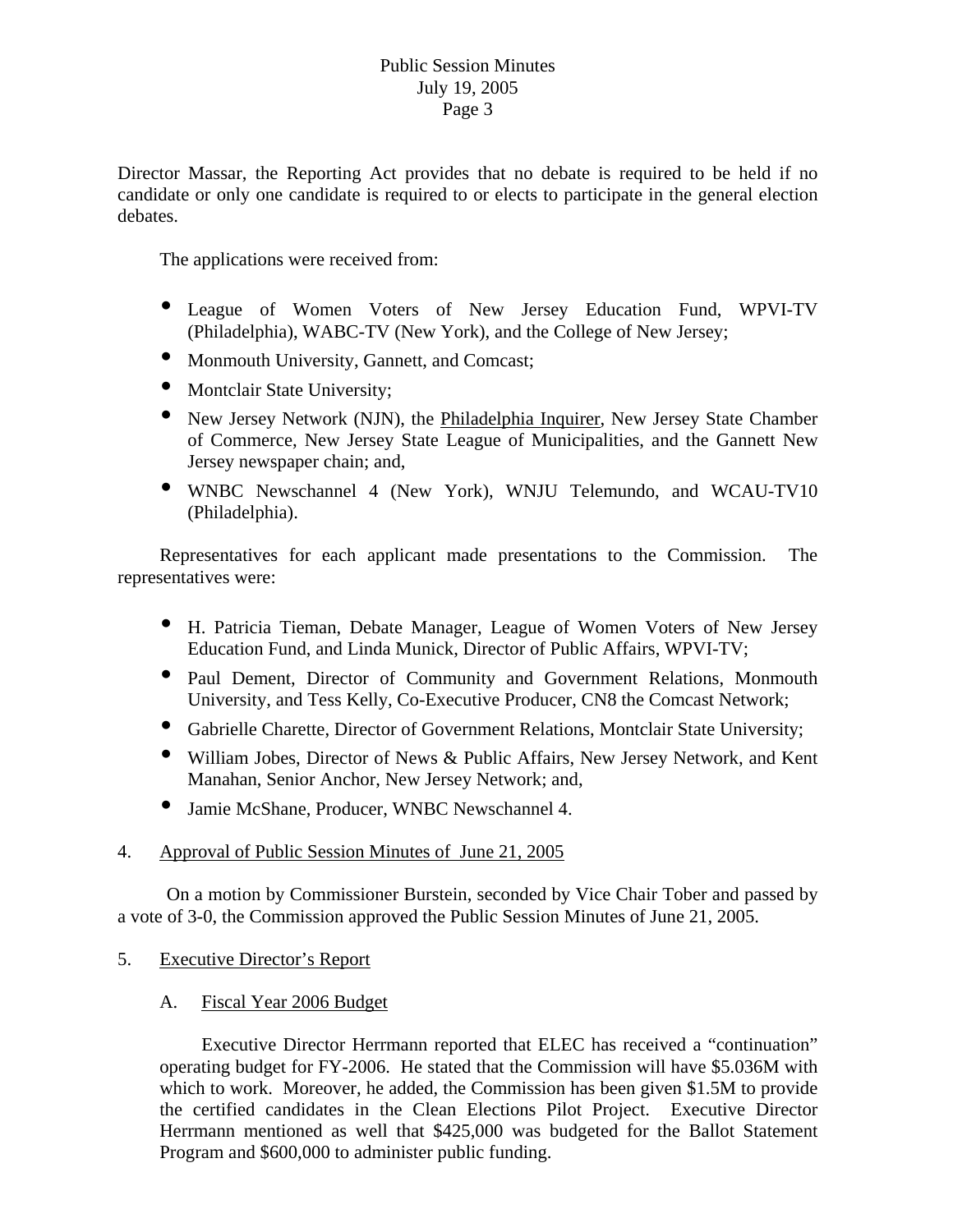Director Massar, the Reporting Act provides that no debate is required to be held if no candidate or only one candidate is required to or elects to participate in the general election debates.

The applications were received from:

- League of Women Voters of New Jersey Education Fund, WPVI-TV (Philadelphia), WABC-TV (New York), and the College of New Jersey;
- Monmouth University, Gannett, and Comcast;
- Montclair State University;
- New Jersey Network (NJN), the Philadelphia Inquirer, New Jersey State Chamber of Commerce, New Jersey State League of Municipalities, and the Gannett New Jersey newspaper chain; and,
- WNBC Newschannel 4 (New York), WNJU Telemundo, and WCAU-TV10 (Philadelphia).

Representatives for each applicant made presentations to the Commission. The representatives were:

- H. Patricia Tieman, Debate Manager, League of Women Voters of New Jersey Education Fund, and Linda Munick, Director of Public Affairs, WPVI-TV;
- Paul Dement, Director of Community and Government Relations, Monmouth University, and Tess Kelly, Co-Executive Producer, CN8 the Comcast Network;
- Gabrielle Charette, Director of Government Relations, Montclair State University;
- William Jobes, Director of News & Public Affairs, New Jersey Network, and Kent Manahan, Senior Anchor, New Jersey Network; and,
- Jamie McShane, Producer, WNBC Newschannel 4.

4. Approval of Public Session Minutes of June 21, 2005

On a motion by Commissioner Burstein, seconded by Vice Chair Tober and passed by a vote of 3-0, the Commission approved the Public Session Minutes of June 21, 2005.

5. Executive Director's Report

A. Fiscal Year 2006 Budget

Executive Director Herrmann reported that ELEC has received a "continuation" operating budget for FY-2006. He stated that the Commission will have $5.036M with which to work. Moreover, he added, the Commission has been given $1.5M to provide the certified candidates in the Clean Elections Pilot Project. Executive Director Herrmann mentioned as well that $425,000 was budgeted for the Ballot Statement Program and $600,000 to administer public funding.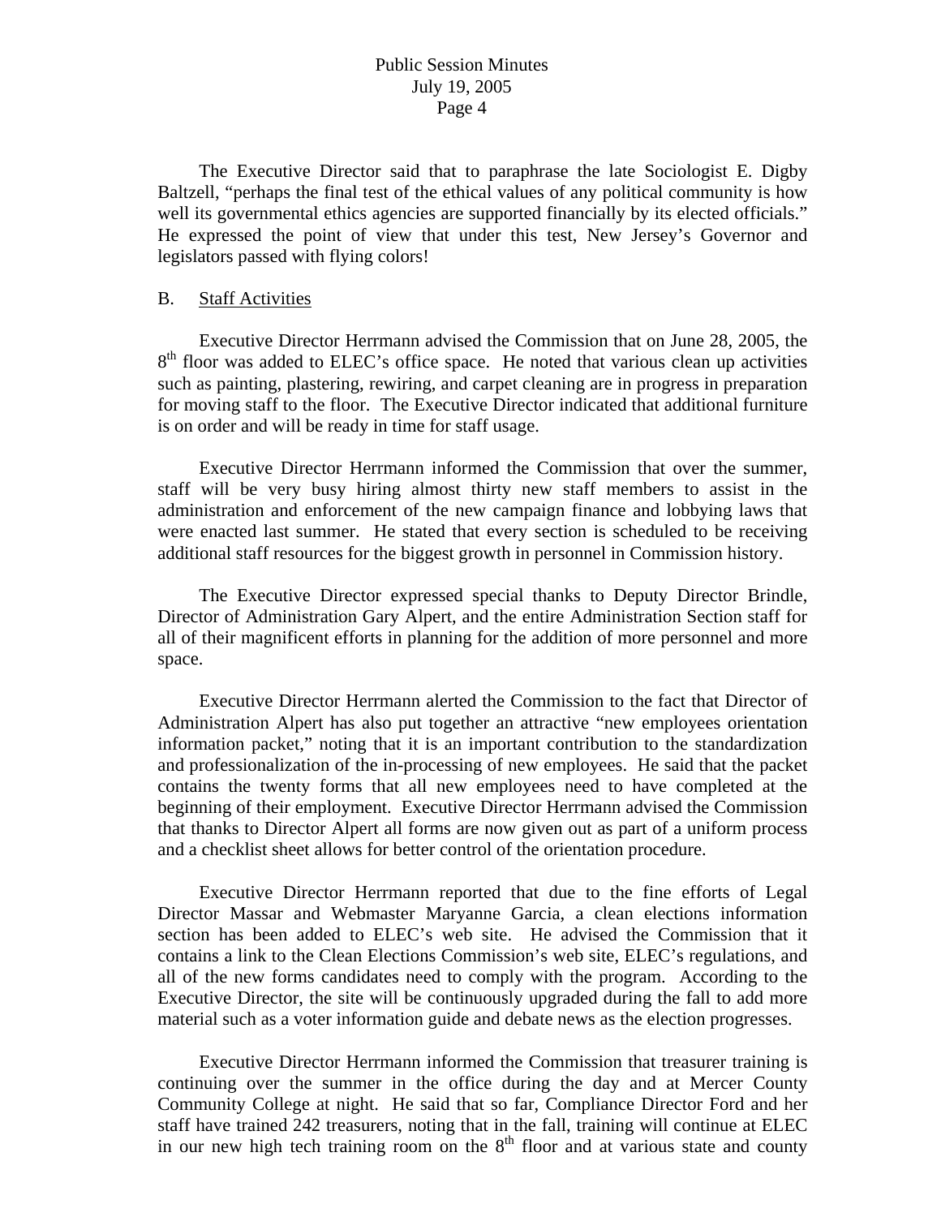The Executive Director said that to paraphrase the late Sociologist E. Digby Baltzell, "perhaps the final test of the ethical values of any political community is how well its governmental ethics agencies are supported financially by its elected officials." He expressed the point of view that under this test, New Jersey's Governor and legislators passed with flying colors!

B. Staff Activities

Executive Director Herrmann advised the Commission that on June 28, 2005, the 8th floor was added to ELEC's office space. He noted that various clean up activities such as painting, plastering, rewiring, and carpet cleaning are in progress in preparation for moving staff to the floor. The Executive Director indicated that additional furniture is on order and will be ready in time for staff usage.

Executive Director Herrmann informed the Commission that over the summer, staff will be very busy hiring almost thirty new staff members to assist in the administration and enforcement of the new campaign finance and lobbying laws that were enacted last summer. He stated that every section is scheduled to be receiving additional staff resources for the biggest growth in personnel in Commission history.

The Executive Director expressed special thanks to Deputy Director Brindle, Director of Administration Gary Alpert, and the entire Administration Section staff for all of their magnificent efforts in planning for the addition of more personnel and more space.

Executive Director Herrmann alerted the Commission to the fact that Director of Administration Alpert has also put together an attractive "new employees orientation information packet," noting that it is an important contribution to the standardization and professionalization of the in-processing of new employees. He said that the packet contains the twenty forms that all new employees need to have completed at the beginning of their employment. Executive Director Herrmann advised the Commission that thanks to Director Alpert all forms are now given out as part of a uniform process and a checklist sheet allows for better control of the orientation procedure.

Executive Director Herrmann reported that due to the fine efforts of Legal Director Massar and Webmaster Maryanne Garcia, a clean elections information section has been added to ELEC's web site. He advised the Commission that it contains a link to the Clean Elections Commission's web site, ELEC's regulations, and all of the new forms candidates need to comply with the program. According to the Executive Director, the site will be continuously upgraded during the fall to add more material such as a voter information guide and debate news as the election progresses.

Executive Director Herrmann informed the Commission that treasurer training is continuing over the summer in the office during the day and at Mercer County Community College at night. He said that so far, Compliance Director Ford and her staff have trained 242 treasurers, noting that in the fall, training will continue at ELEC in our new high tech training room on the 8th floor and at various state and county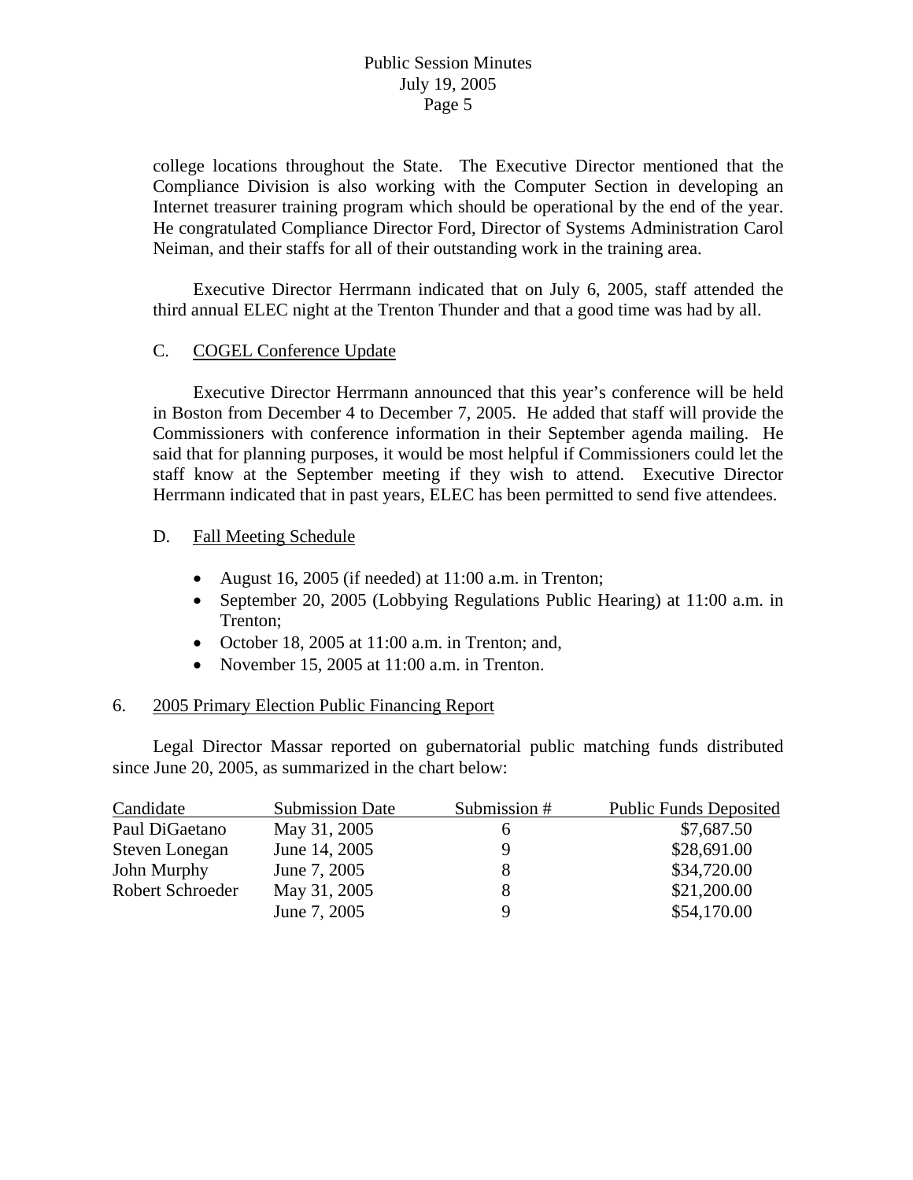college locations throughout the State. The Executive Director mentioned that the Compliance Division is also working with the Computer Section in developing an Internet treasurer training program which should be operational by the end of the year. He congratulated Compliance Director Ford, Director of Systems Administration Carol Neiman, and their staffs for all of their outstanding work in the training area.

Executive Director Herrmann indicated that on July 6, 2005, staff attended the third annual ELEC night at the Trenton Thunder and that a good time was had by all.

### C. COGEL Conference Update

Executive Director Herrmann announced that this year's conference will be held in Boston from December 4 to December 7, 2005. He added that staff will provide the Commissioners with conference information in their September agenda mailing. He said that for planning purposes, it would be most helpful if Commissioners could let the staff know at the September meeting if they wish to attend. Executive Director Herrmann indicated that in past years, ELEC has been permitted to send five attendees.

### D. Fall Meeting Schedule

- August 16, 2005 (if needed) at 11:00 a.m. in Trenton;
- September 20, 2005 (Lobbying Regulations Public Hearing) at 11:00 a.m. in Trenton;
- October 18, 2005 at 11:00 a.m. in Trenton; and,
- November 15, 2005 at 11:00 a.m. in Trenton.

## 6. 2005 Primary Election Public Financing Report

Legal Director Massar reported on gubernatorial public matching funds distributed since June 20, 2005, as summarized in the chart below:

| Candidate | Submission Date | Submission # | Public Funds Deposited |
|---|---|---|---|
| Paul DiGaetano | May 31, 2005 | 6 | $7,687.50 |
| Steven Lonegan | June 14, 2005 | 9 | $28,691.00 |
| John Murphy | June 7, 2005 | 8 | $34,720.00 |
| Robert Schroeder | May 31, 2005 | 8 | $21,200.00 |
| | June 7, 2005 | 9 | $54,170.00 |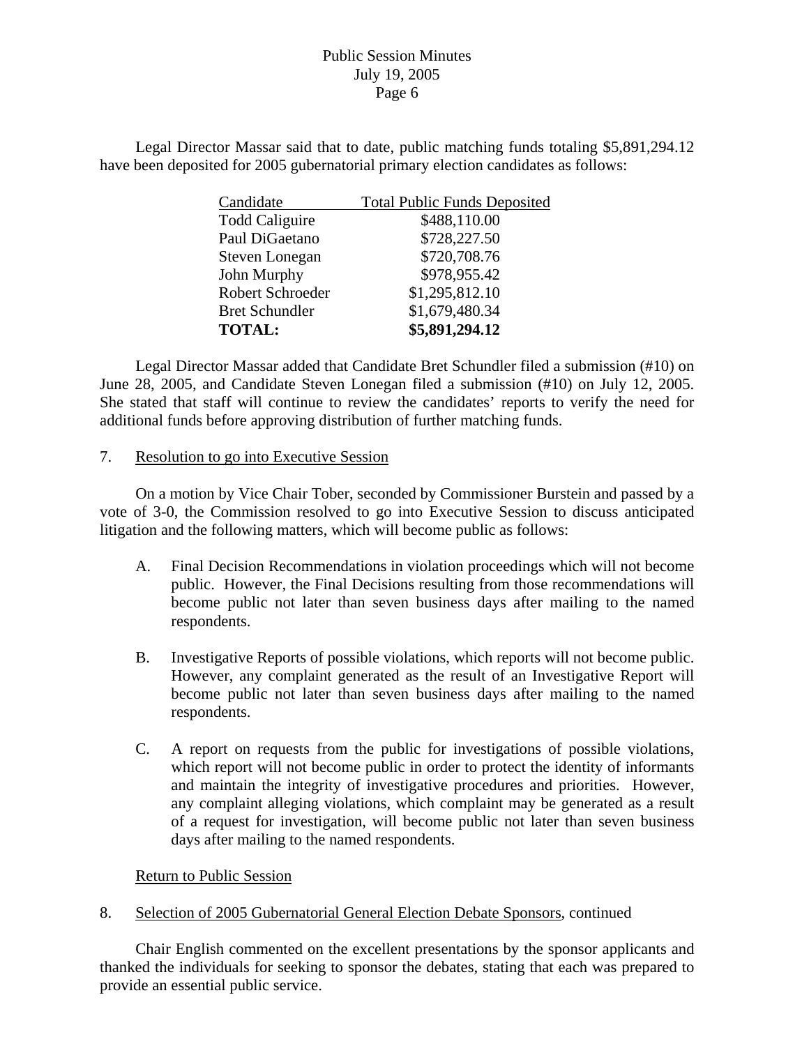Legal Director Massar said that to date, public matching funds totaling $5,891,294.12 have been deposited for 2005 gubernatorial primary election candidates as follows:

| Candidate | Total Public Funds Deposited |
|---|---|
| Todd Caliguire | $488,110.00 |
| Paul DiGaetano | $728,227.50 |
| Steven Lonegan | $720,708.76 |
| John Murphy | $978,955.42 |
| Robert Schroeder | $1,295,812.10 |
| Bret Schundler | $1,679,480.34 |
| **TOTAL:** | **$5,891,294.12** |

Legal Director Massar added that Candidate Bret Schundler filed a submission (#10) on June 28, 2005, and Candidate Steven Lonegan filed a submission (#10) on July 12, 2005. She stated that staff will continue to review the candidates' reports to verify the need for additional funds before approving distribution of further matching funds.

7. Resolution to go into Executive Session

On a motion by Vice Chair Tober, seconded by Commissioner Burstein and passed by a vote of 3-0, the Commission resolved to go into Executive Session to discuss anticipated litigation and the following matters, which will become public as follows:

A. Final Decision Recommendations in violation proceedings which will not become public. However, the Final Decisions resulting from those recommendations will become public not later than seven business days after mailing to the named respondents.

B. Investigative Reports of possible violations, which reports will not become public. However, any complaint generated as the result of an Investigative Report will become public not later than seven business days after mailing to the named respondents.

C. A report on requests from the public for investigations of possible violations, which report will not become public in order to protect the identity of informants and maintain the integrity of investigative procedures and priorities. However, any complaint alleging violations, which complaint may be generated as a result of a request for investigation, will become public not later than seven business days after mailing to the named respondents.

Return to Public Session

8. Selection of 2005 Gubernatorial General Election Debate Sponsors, continued

Chair English commented on the excellent presentations by the sponsor applicants and thanked the individuals for seeking to sponsor the debates, stating that each was prepared to provide an essential public service.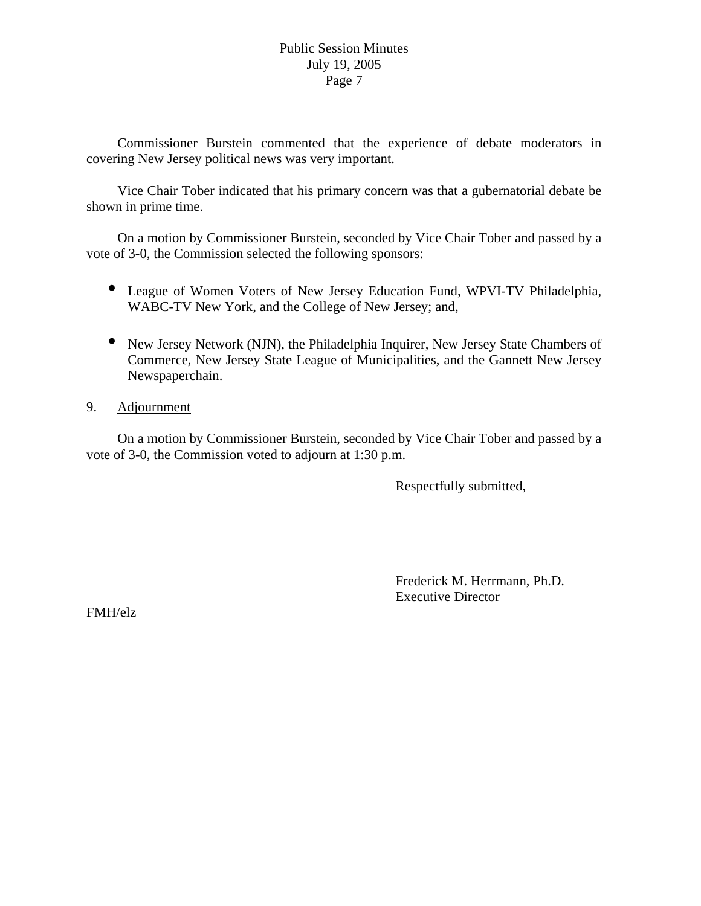Commissioner Burstein commented that the experience of debate moderators in covering New Jersey political news was very important.

Vice Chair Tober indicated that his primary concern was that a gubernatorial debate be shown in prime time.

On a motion by Commissioner Burstein, seconded by Vice Chair Tober and passed by a vote of 3-0, the Commission selected the following sponsors:

- League of Women Voters of New Jersey Education Fund, WPVI-TV Philadelphia, WABC-TV New York, and the College of New Jersey; and,

- New Jersey Network (NJN), the Philadelphia Inquirer, New Jersey State Chambers of Commerce, New Jersey State League of Municipalities, and the Gannett New Jersey Newspaperchain.

9. Adjournment

On a motion by Commissioner Burstein, seconded by Vice Chair Tober and passed by a vote of 3-0, the Commission voted to adjourn at 1:30 p.m.

Respectfully submitted,

Frederick M. Herrmann, Ph.D.
Executive Director

FMH/elz